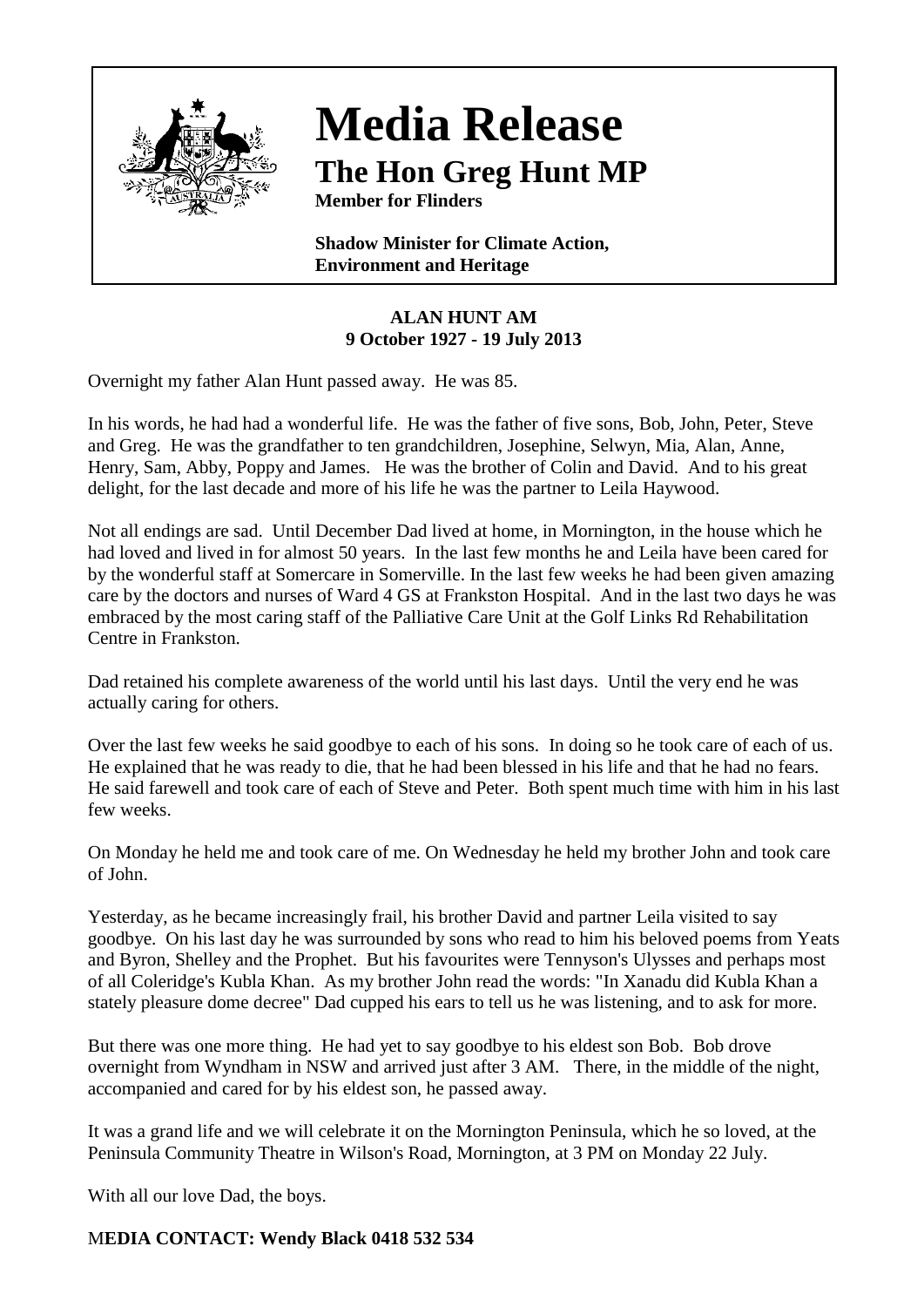# Media Release

## The Hon Greg Hunt MP

**Member for Flinders**

**Shadow Minister for Climate Action, Environment and Heritage**

**ALAN HUNT AM**
**9 October 1927 - 19 July 2013**

Overnight my father Alan Hunt passed away. He was 85.

In his words, he had had a wonderful life. He was the father of five sons, Bob, John, Peter, Steve and Greg. He was the grandfather to ten grandchildren, Josephine, Selwyn, Mia, Alan, Anne, Henry, Sam, Abby, Poppy and James. He was the brother of Colin and David. And to his great delight, for the last decade and more of his life he was the partner to Leila Haywood.

Not all endings are sad. Until December Dad lived at home, in Mornington, in the house which he had loved and lived in for almost 50 years. In the last few months he and Leila have been cared for by the wonderful staff at Somercare in Somerville. In the last few weeks he had been given amazing care by the doctors and nurses of Ward 4 GS at Frankston Hospital. And in the last two days he was embraced by the most caring staff of the Palliative Care Unit at the Golf Links Rd Rehabilitation Centre in Frankston.

Dad retained his complete awareness of the world until his last days. Until the very end he was actually caring for others.

Over the last few weeks he said goodbye to each of his sons. In doing so he took care of each of us. He explained that he was ready to die, that he had been blessed in his life and that he had no fears. He said farewell and took care of each of Steve and Peter. Both spent much time with him in his last few weeks.

On Monday he held me and took care of me. On Wednesday he held my brother John and took care of John.

Yesterday, as he became increasingly frail, his brother David and partner Leila visited to say goodbye. On his last day he was surrounded by sons who read to him his beloved poems from Yeats and Byron, Shelley and the Prophet. But his favourites were Tennyson's Ulysses and perhaps most of all Coleridge's Kubla Khan. As my brother John read the words: "In Xanadu did Kubla Khan a stately pleasure dome decree" Dad cupped his ears to tell us he was listening, and to ask for more.

But there was one more thing. He had yet to say goodbye to his eldest son Bob. Bob drove overnight from Wyndham in NSW and arrived just after 3 AM. There, in the middle of the night, accompanied and cared for by his eldest son, he passed away.

It was a grand life and we will celebrate it on the Mornington Peninsula, which he so loved, at the Peninsula Community Theatre in Wilson's Road, Mornington, at 3 PM on Monday 22 July.

With all our love Dad, the boys.

**MEDIA CONTACT: Wendy Black 0418 532 534**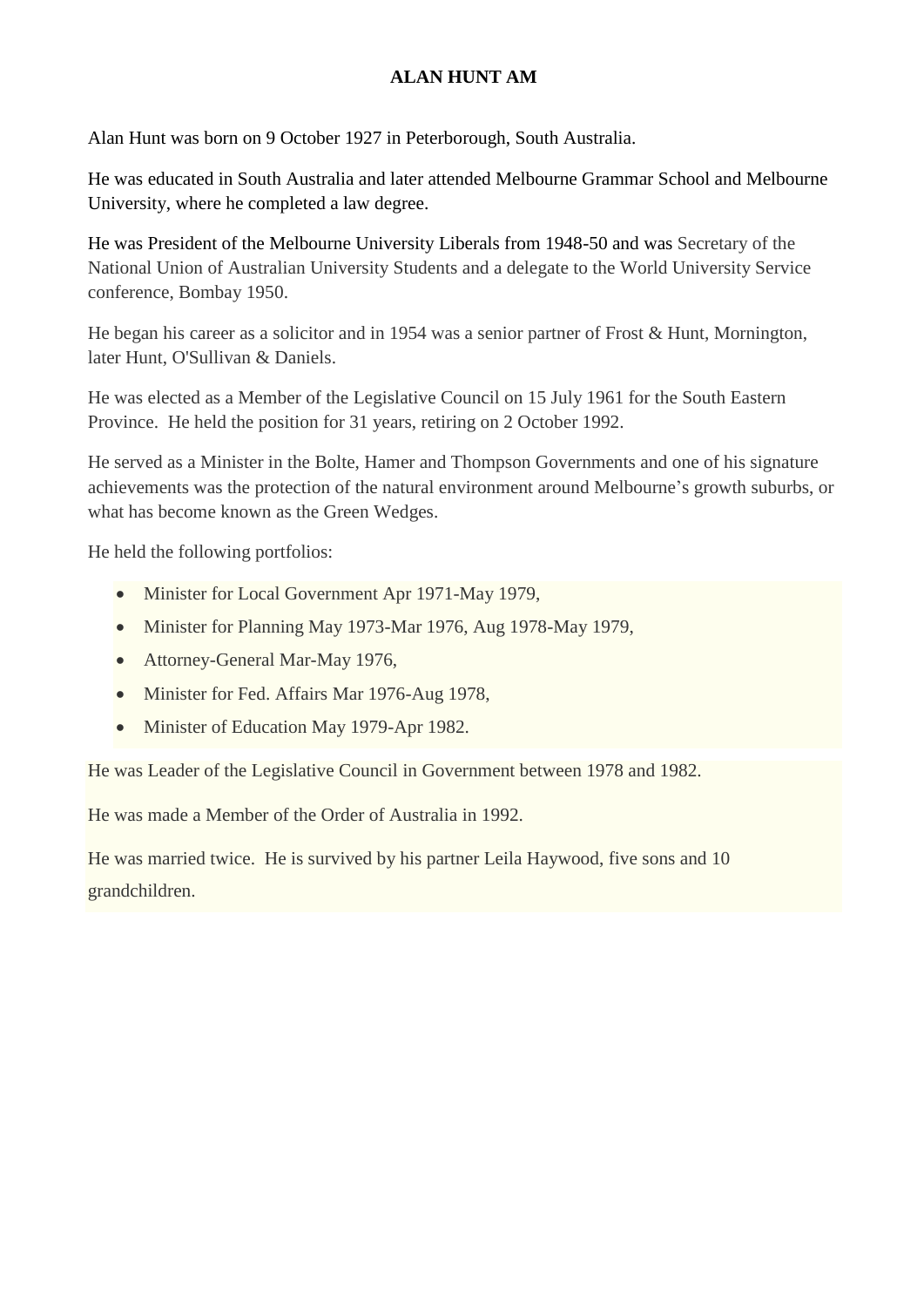# ALAN HUNT AM

Alan Hunt was born on 9 October 1927 in Peterborough, South Australia.

He was educated in South Australia and later attended Melbourne Grammar School and Melbourne University, where he completed a law degree.

He was President of the Melbourne University Liberals from 1948-50 and was Secretary of the National Union of Australian University Students and a delegate to the World University Service conference, Bombay 1950.

He began his career as a solicitor and in 1954 was a senior partner of Frost & Hunt, Mornington, later Hunt, O'Sullivan & Daniels.

He was elected as a Member of the Legislative Council on 15 July 1961 for the South Eastern Province. He held the position for 31 years, retiring on 2 October 1992.

He served as a Minister in the Bolte, Hamer and Thompson Governments and one of his signature achievements was the protection of the natural environment around Melbourne's growth suburbs, or what has become known as the Green Wedges.

He held the following portfolios:

- Minister for Local Government Apr 1971-May 1979,
- Minister for Planning May 1973-Mar 1976, Aug 1978-May 1979,
- Attorney-General Mar-May 1976,
- Minister for Fed. Affairs Mar 1976-Aug 1978,
- Minister of Education May 1979-Apr 1982.

He was Leader of the Legislative Council in Government between 1978 and 1982.

He was made a Member of the Order of Australia in 1992.

He was married twice. He is survived by his partner Leila Haywood, five sons and 10 grandchildren.